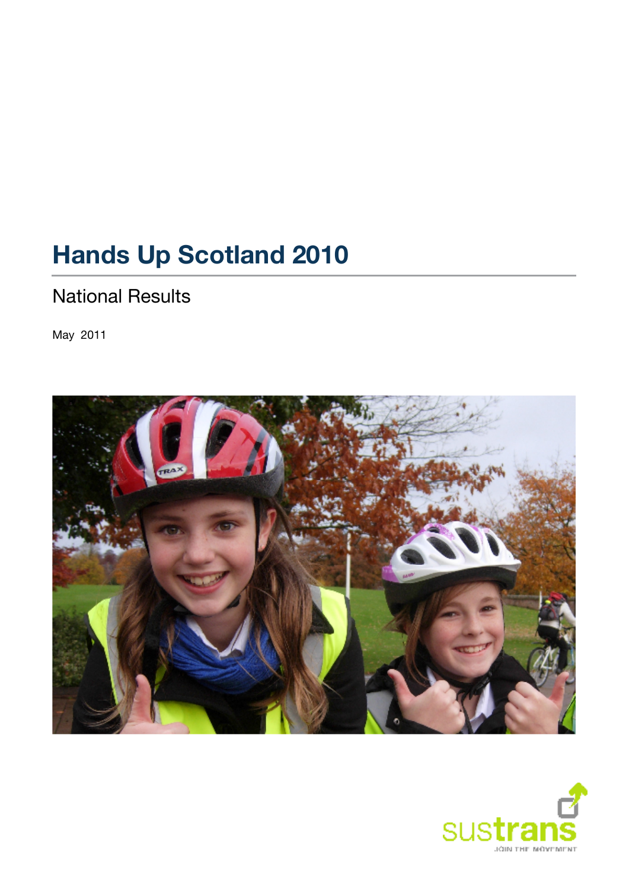# Hands Up Scotland 2010

## National Results

May 2011

sustrans

JOIN THE MOVEMENT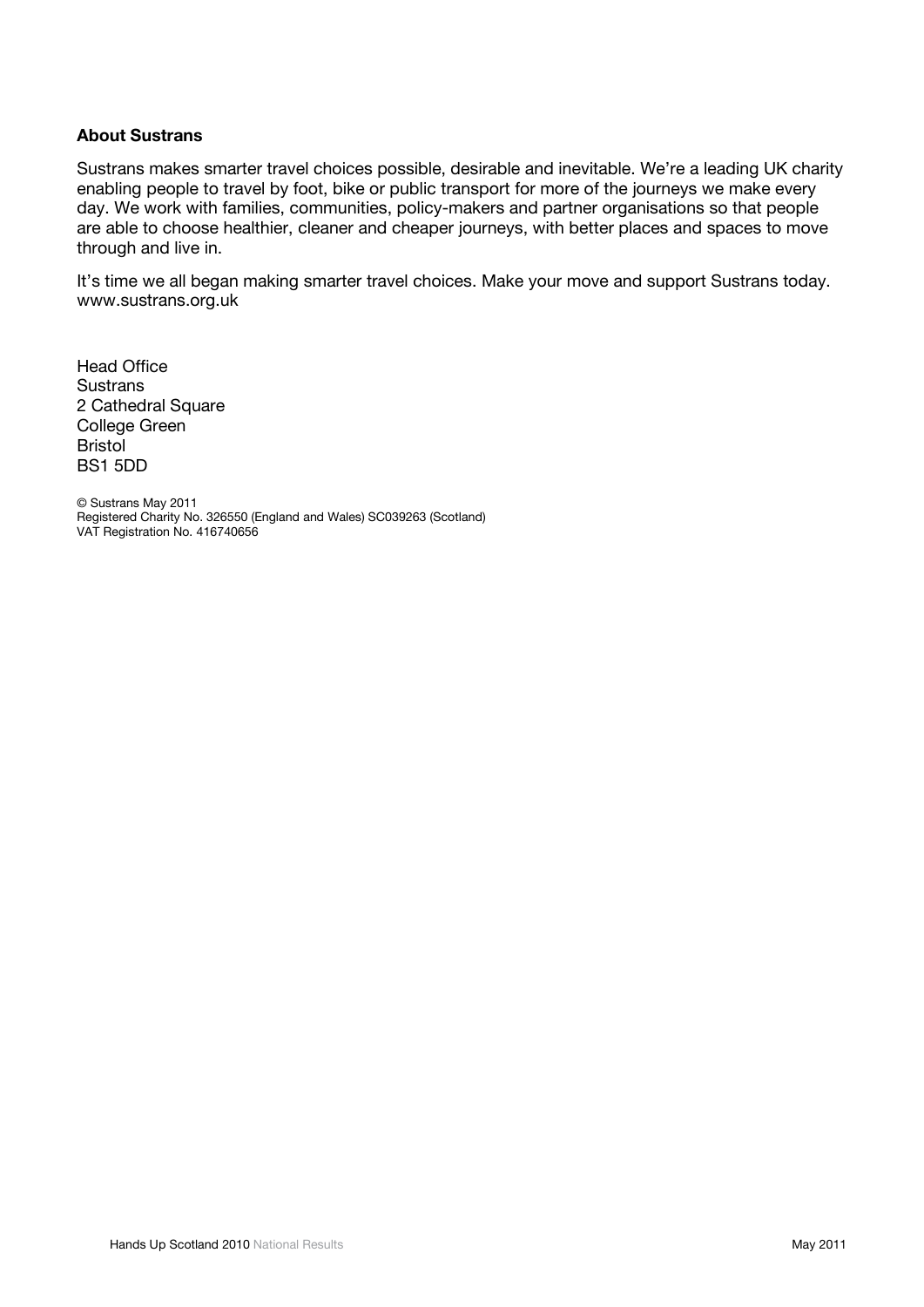**About Sustrans**

Sustrans makes smarter travel choices possible, desirable and inevitable. We're a leading UK charity enabling people to travel by foot, bike or public transport for more of the journeys we make every day. We work with families, communities, policy-makers and partner organisations so that people are able to choose healthier, cleaner and cheaper journeys, with better places and spaces to move through and live in.

It's time we all began making smarter travel choices. Make your move and support Sustrans today. www.sustrans.org.uk

Head Office
Sustrans
2 Cathedral Square
College Green
Bristol
BS1 5DD

© Sustrans May 2011
Registered Charity No. 326550 (England and Wales) SC039263 (Scotland)
VAT Registration No. 416740656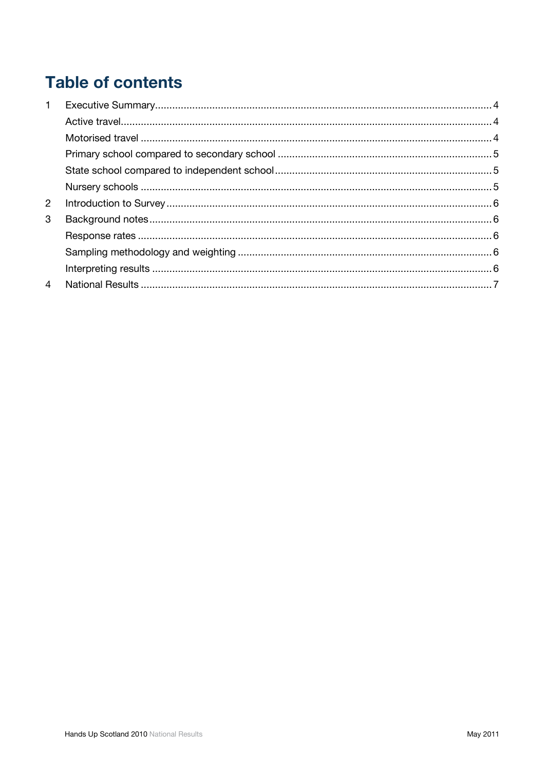# Table of contents

1 Executive Summary ..... 4
- Active travel ..... 4
- Motorised travel ..... 4
- Primary school compared to secondary school ..... 5
- State school compared to independent school ..... 5
- Nursery schools ..... 5

2 Introduction to Survey ..... 6

3 Background notes ..... 6
- Response rates ..... 6
- Sampling methodology and weighting ..... 6
- Interpreting results ..... 6

4 National Results ..... 7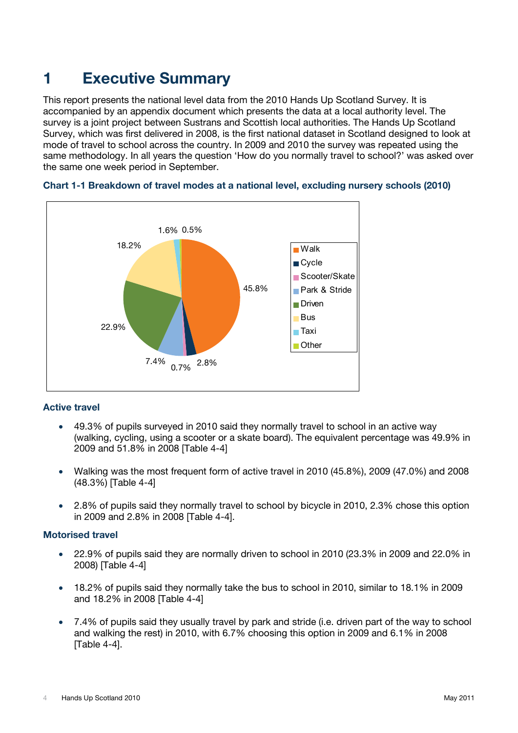# 1 Executive Summary

This report presents the national level data from the 2010 Hands Up Scotland Survey. It is accompanied by an appendix document which presents the data at a local authority level. The survey is a joint project between Sustrans and Scottish local authorities. The Hands Up Scotland Survey, which was first delivered in 2008, is the first national dataset in Scotland designed to look at mode of travel to school across the country. In 2009 and 2010 the survey was repeated using the same methodology. In all years the question 'How do you normally travel to school?' was asked over the same one week period in September.

**Chart 1-1 Breakdown of travel modes at a national level, excluding nursery schools (2010)**

| Mode | % |
|---|---|
| Walk | 45.8% |
| Cycle | 2.8% |
| Scooter/Skate | 0.7% |
| Park & Stride | 7.4% |
| Driven | 22.9% |
| Bus | 18.2% |
| Taxi | 1.6% |
| Other | 0.5% |

### Active travel

- 49.3% of pupils surveyed in 2010 said they normally travel to school in an active way (walking, cycling, using a scooter or a skate board). The equivalent percentage was 49.9% in 2009 and 51.8% in 2008 [Table 4-4]
- Walking was the most frequent form of active travel in 2010 (45.8%), 2009 (47.0%) and 2008 (48.3%) [Table 4-4]
- 2.8% of pupils said they normally travel to school by bicycle in 2010, 2.3% chose this option in 2009 and 2.8% in 2008 [Table 4-4].

### Motorised travel

- 22.9% of pupils said they are normally driven to school in 2010 (23.3% in 2009 and 22.0% in 2008) [Table 4-4]
- 18.2% of pupils said they normally take the bus to school in 2010, similar to 18.1% in 2009 and 18.2% in 2008 [Table 4-4]
- 7.4% of pupils said they usually travel by park and stride (i.e. driven part of the way to school and walking the rest) in 2010, with 6.7% choosing this option in 2009 and 6.1% in 2008 [Table 4-4].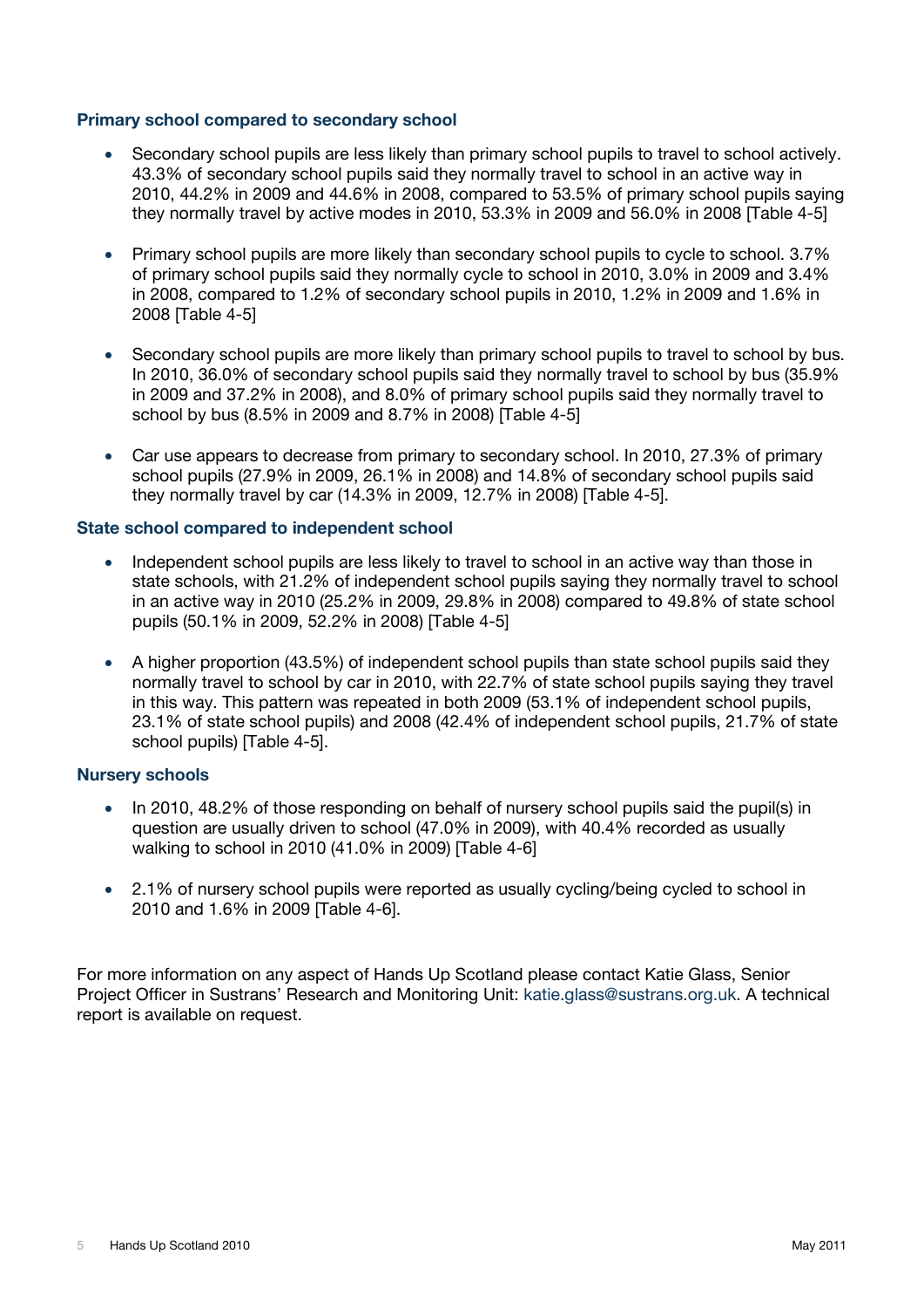### Primary school compared to secondary school

- Secondary school pupils are less likely than primary school pupils to travel to school actively. 43.3% of secondary school pupils said they normally travel to school in an active way in 2010, 44.2% in 2009 and 44.6% in 2008, compared to 53.5% of primary school pupils saying they normally travel by active modes in 2010, 53.3% in 2009 and 56.0% in 2008 [Table 4-5]

- Primary school pupils are more likely than secondary school pupils to cycle to school. 3.7% of primary school pupils said they normally cycle to school in 2010, 3.0% in 2009 and 3.4% in 2008, compared to 1.2% of secondary school pupils in 2010, 1.2% in 2009 and 1.6% in 2008 [Table 4-5]

- Secondary school pupils are more likely than primary school pupils to travel to school by bus. In 2010, 36.0% of secondary school pupils said they normally travel to school by bus (35.9% in 2009 and 37.2% in 2008), and 8.0% of primary school pupils said they normally travel to school by bus (8.5% in 2009 and 8.7% in 2008) [Table 4-5]

- Car use appears to decrease from primary to secondary school. In 2010, 27.3% of primary school pupils (27.9% in 2009, 26.1% in 2008) and 14.8% of secondary school pupils said they normally travel by car (14.3% in 2009, 12.7% in 2008) [Table 4-5].

### State school compared to independent school

- Independent school pupils are less likely to travel to school in an active way than those in state schools, with 21.2% of independent school pupils saying they normally travel to school in an active way in 2010 (25.2% in 2009, 29.8% in 2008) compared to 49.8% of state school pupils (50.1% in 2009, 52.2% in 2008) [Table 4-5]

- A higher proportion (43.5%) of independent school pupils than state school pupils said they normally travel to school by car in 2010, with 22.7% of state school pupils saying they travel in this way. This pattern was repeated in both 2009 (53.1% of independent school pupils, 23.1% of state school pupils) and 2008 (42.4% of independent school pupils, 21.7% of state school pupils) [Table 4-5].

### Nursery schools

- In 2010, 48.2% of those responding on behalf of nursery school pupils said the pupil(s) in question are usually driven to school (47.0% in 2009), with 40.4% recorded as usually walking to school in 2010 (41.0% in 2009) [Table 4-6]

- 2.1% of nursery school pupils were reported as usually cycling/being cycled to school in 2010 and 1.6% in 2009 [Table 4-6].

For more information on any aspect of Hands Up Scotland please contact Katie Glass, Senior Project Officer in Sustrans' Research and Monitoring Unit: katie.glass@sustrans.org.uk. A technical report is available on request.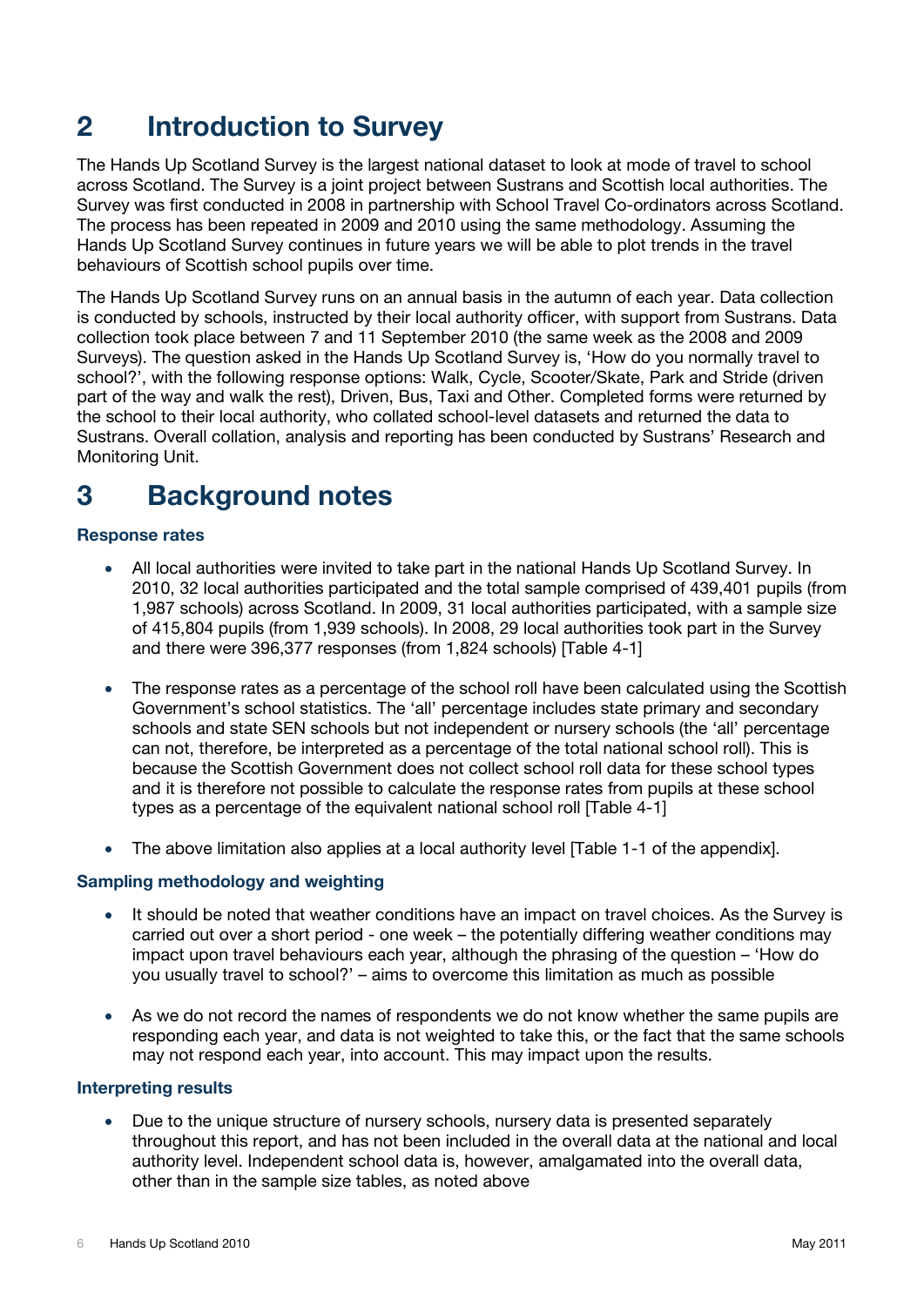# 2 Introduction to Survey

The Hands Up Scotland Survey is the largest national dataset to look at mode of travel to school across Scotland. The Survey is a joint project between Sustrans and Scottish local authorities. The Survey was first conducted in 2008 in partnership with School Travel Co-ordinators across Scotland. The process has been repeated in 2009 and 2010 using the same methodology. Assuming the Hands Up Scotland Survey continues in future years we will be able to plot trends in the travel behaviours of Scottish school pupils over time.

The Hands Up Scotland Survey runs on an annual basis in the autumn of each year. Data collection is conducted by schools, instructed by their local authority officer, with support from Sustrans. Data collection took place between 7 and 11 September 2010 (the same week as the 2008 and 2009 Surveys). The question asked in the Hands Up Scotland Survey is, 'How do you normally travel to school?', with the following response options: Walk, Cycle, Scooter/Skate, Park and Stride (driven part of the way and walk the rest), Driven, Bus, Taxi and Other. Completed forms were returned by the school to their local authority, who collated school-level datasets and returned the data to Sustrans. Overall collation, analysis and reporting has been conducted by Sustrans' Research and Monitoring Unit.

# 3 Background notes

### Response rates

- All local authorities were invited to take part in the national Hands Up Scotland Survey. In 2010, 32 local authorities participated and the total sample comprised of 439,401 pupils (from 1,987 schools) across Scotland. In 2009, 31 local authorities participated, with a sample size of 415,804 pupils (from 1,939 schools). In 2008, 29 local authorities took part in the Survey and there were 396,377 responses (from 1,824 schools) [Table 4-1]

- The response rates as a percentage of the school roll have been calculated using the Scottish Government's school statistics. The 'all' percentage includes state primary and secondary schools and state SEN schools but not independent or nursery schools (the 'all' percentage can not, therefore, be interpreted as a percentage of the total national school roll). This is because the Scottish Government does not collect school roll data for these school types and it is therefore not possible to calculate the response rates from pupils at these school types as a percentage of the equivalent national school roll [Table 4-1]

- The above limitation also applies at a local authority level [Table 1-1 of the appendix].

### Sampling methodology and weighting

- It should be noted that weather conditions have an impact on travel choices. As the Survey is carried out over a short period - one week – the potentially differing weather conditions may impact upon travel behaviours each year, although the phrasing of the question – 'How do you usually travel to school?' – aims to overcome this limitation as much as possible

- As we do not record the names of respondents we do not know whether the same pupils are responding each year, and data is not weighted to take this, or the fact that the same schools may not respond each year, into account. This may impact upon the results.

### Interpreting results

- Due to the unique structure of nursery schools, nursery data is presented separately throughout this report, and has not been included in the overall data at the national and local authority level. Independent school data is, however, amalgamated into the overall data, other than in the sample size tables, as noted above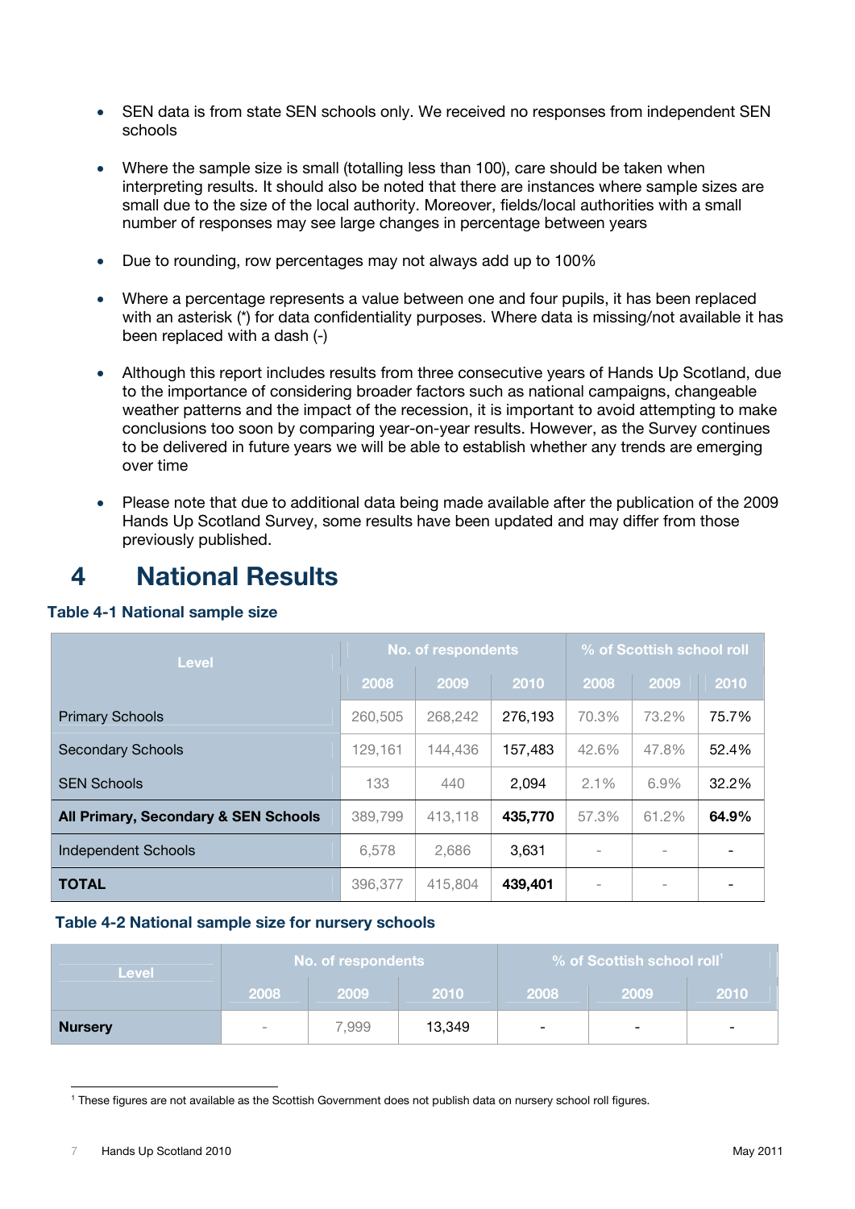- SEN data is from state SEN schools only. We received no responses from independent SEN schools

- Where the sample size is small (totalling less than 100), care should be taken when interpreting results. It should also be noted that there are instances where sample sizes are small due to the size of the local authority. Moreover, fields/local authorities with a small number of responses may see large changes in percentage between years

- Due to rounding, row percentages may not always add up to 100%

- Where a percentage represents a value between one and four pupils, it has been replaced with an asterisk (*) for data confidentiality purposes. Where data is missing/not available it has been replaced with a dash (-)

- Although this report includes results from three consecutive years of Hands Up Scotland, due to the importance of considering broader factors such as national campaigns, changeable weather patterns and the impact of the recession, it is important to avoid attempting to make conclusions too soon by comparing year-on-year results. However, as the Survey continues to be delivered in future years we will be able to establish whether any trends are emerging over time

- Please note that due to additional data being made available after the publication of the 2009 Hands Up Scotland Survey, some results have been updated and may differ from those previously published.

# 4 National Results

### Table 4-1 National sample size

| Level | No. of respondents | | | % of Scottish school roll | | |
|---|---|---|---|---|---|---|
| | 2008 | 2009 | 2010 | 2008 | 2009 | 2010 |
| Primary Schools | 260,505 | 268,242 | 276,193 | 70.3% | 73.2% | 75.7% |
| Secondary Schools | 129,161 | 144,436 | 157,483 | 42.6% | 47.8% | 52.4% |
| SEN Schools | 133 | 440 | 2,094 | 2.1% | 6.9% | 32.2% |
| **All Primary, Secondary & SEN Schools** | 389,799 | 413,118 | **435,770** | 57.3% | 61.2% | **64.9%** |
| Independent Schools | 6,578 | 2,686 | 3,631 | - | - | - |
| **TOTAL** | 396,377 | 415,804 | **439,401** | - | - | - |

### Table 4-2 National sample size for nursery schools

| Level | No. of respondents | | | % of Scottish school roll[1] | | |
|---|---|---|---|---|---|---|
| | 2008 | 2009 | 2010 | 2008 | 2009 | 2010 |
| **Nursery** | - | 7,999 | 13,349 | - | - | - |

[1] These figures are not available as the Scottish Government does not publish data on nursery school roll figures.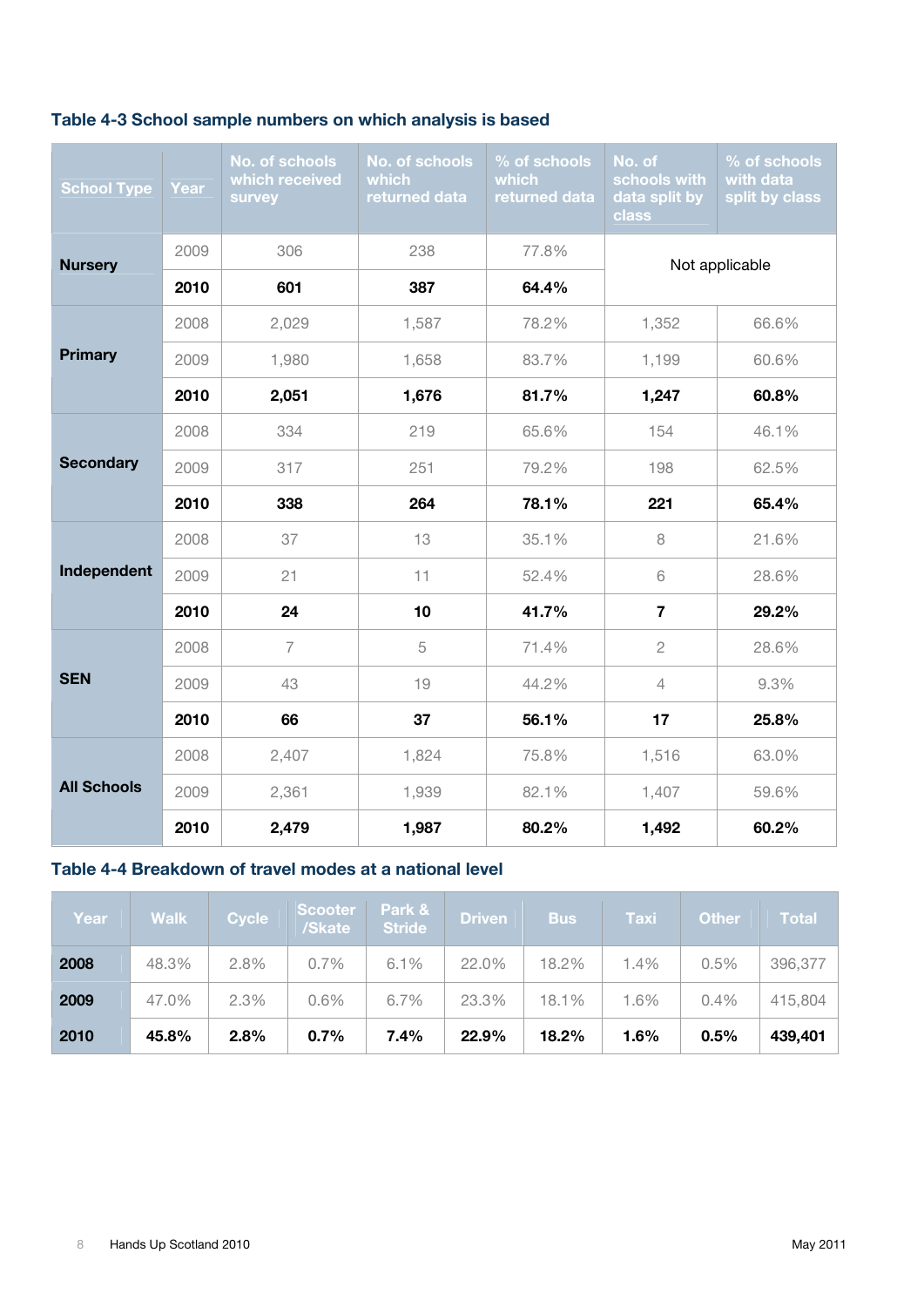### Table 4-3 School sample numbers on which analysis is based

| School Type | Year | No. of schools which received survey | No. of schools which returned data | % of schools which returned data | No. of schools with data split by class | % of schools with data split by class |
|---|---|---|---|---|---|---|
| **Nursery** | 2009 | 306 | 238 | 77.8% | Not applicable | |
| | **2010** | **601** | **387** | **64.4%** | | |
| **Primary** | 2008 | 2,029 | 1,587 | 78.2% | 1,352 | 66.6% |
| | 2009 | 1,980 | 1,658 | 83.7% | 1,199 | 60.6% |
| | **2010** | **2,051** | **1,676** | **81.7%** | **1,247** | **60.8%** |
| **Secondary** | 2008 | 334 | 219 | 65.6% | 154 | 46.1% |
| | 2009 | 317 | 251 | 79.2% | 198 | 62.5% |
| | **2010** | **338** | **264** | **78.1%** | **221** | **65.4%** |
| **Independent** | 2008 | 37 | 13 | 35.1% | 8 | 21.6% |
| | 2009 | 21 | 11 | 52.4% | 6 | 28.6% |
| | **2010** | **24** | **10** | **41.7%** | **7** | **29.2%** |
| **SEN** | 2008 | 7 | 5 | 71.4% | 2 | 28.6% |
| | 2009 | 43 | 19 | 44.2% | 4 | 9.3% |
| | **2010** | **66** | **37** | **56.1%** | **17** | **25.8%** |
| **All Schools** | 2008 | 2,407 | 1,824 | 75.8% | 1,516 | 63.0% |
| | 2009 | 2,361 | 1,939 | 82.1% | 1,407 | 59.6% |
| | **2010** | **2,479** | **1,987** | **80.2%** | **1,492** | **60.2%** |

### Table 4-4 Breakdown of travel modes at a national level

| Year | Walk | Cycle | Scooter /Skate | Park & Stride | Driven | Bus | Taxi | Other | Total |
|---|---|---|---|---|---|---|---|---|---|
| **2008** | 48.3% | 2.8% | 0.7% | 6.1% | 22.0% | 18.2% | 1.4% | 0.5% | 396,377 |
| **2009** | 47.0% | 2.3% | 0.6% | 6.7% | 23.3% | 18.1% | 1.6% | 0.4% | 415,804 |
| **2010** | **45.8%** | **2.8%** | **0.7%** | **7.4%** | **22.9%** | **18.2%** | **1.6%** | **0.5%** | **439,401** |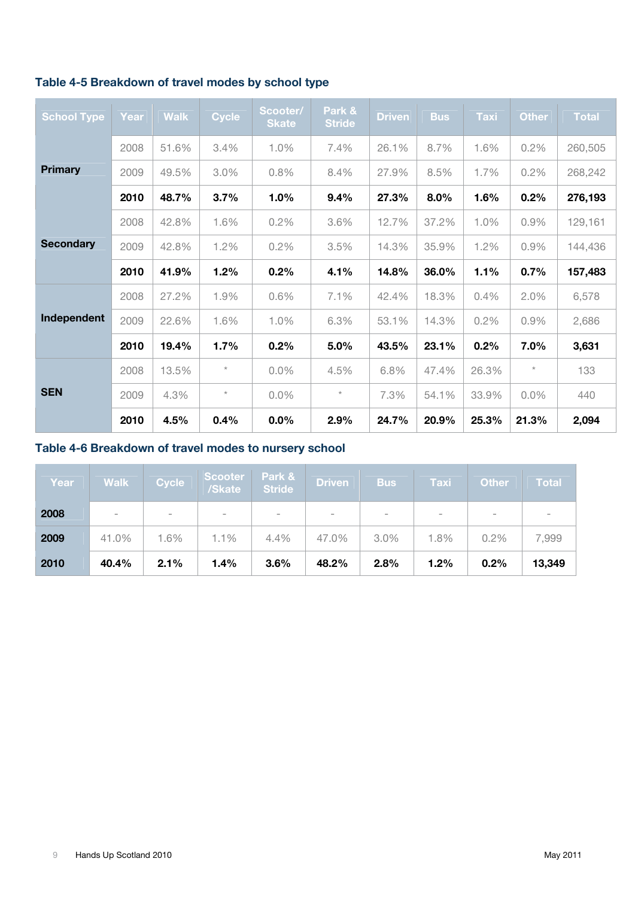### Table 4-5 Breakdown of travel modes by school type

| School Type | Year | Walk | Cycle | Scooter/ Skate | Park & Stride | Driven | Bus | Taxi | Other | Total |
|---|---|---|---|---|---|---|---|---|---|---|
| Primary | 2008 | 51.6% | 3.4% | 1.0% | 7.4% | 26.1% | 8.7% | 1.6% | 0.2% | 260,505 |
| | 2009 | 49.5% | 3.0% | 0.8% | 8.4% | 27.9% | 8.5% | 1.7% | 0.2% | 268,242 |
| | **2010** | **48.7%** | **3.7%** | **1.0%** | **9.4%** | **27.3%** | **8.0%** | **1.6%** | **0.2%** | **276,193** |
| Secondary | 2008 | 42.8% | 1.6% | 0.2% | 3.6% | 12.7% | 37.2% | 1.0% | 0.9% | 129,161 |
| | 2009 | 42.8% | 1.2% | 0.2% | 3.5% | 14.3% | 35.9% | 1.2% | 0.9% | 144,436 |
| | **2010** | **41.9%** | **1.2%** | **0.2%** | **4.1%** | **14.8%** | **36.0%** | **1.1%** | **0.7%** | **157,483** |
| Independent | 2008 | 27.2% | 1.9% | 0.6% | 7.1% | 42.4% | 18.3% | 0.4% | 2.0% | 6,578 |
| | 2009 | 22.6% | 1.6% | 1.0% | 6.3% | 53.1% | 14.3% | 0.2% | 0.9% | 2,686 |
| | **2010** | **19.4%** | **1.7%** | **0.2%** | **5.0%** | **43.5%** | **23.1%** | **0.2%** | **7.0%** | **3,631** |
| SEN | 2008 | 13.5% | * | 0.0% | 4.5% | 6.8% | 47.4% | 26.3% | * | 133 |
| | 2009 | 4.3% | * | 0.0% | * | 7.3% | 54.1% | 33.9% | 0.0% | 440 |
| | **2010** | **4.5%** | **0.4%** | **0.0%** | **2.9%** | **24.7%** | **20.9%** | **25.3%** | **21.3%** | **2,094** |

### Table 4-6 Breakdown of travel modes to nursery school

| Year | Walk | Cycle | Scooter /Skate | Park & Stride | Driven | Bus | Taxi | Other | Total |
|---|---|---|---|---|---|---|---|---|---|
| 2008 | - | - | - | - | - | - | - | - | - |
| 2009 | 41.0% | 1.6% | 1.1% | 4.4% | 47.0% | 3.0% | 1.8% | 0.2% | 7,999 |
| **2010** | **40.4%** | **2.1%** | **1.4%** | **3.6%** | **48.2%** | **2.8%** | **1.2%** | **0.2%** | **13,349** |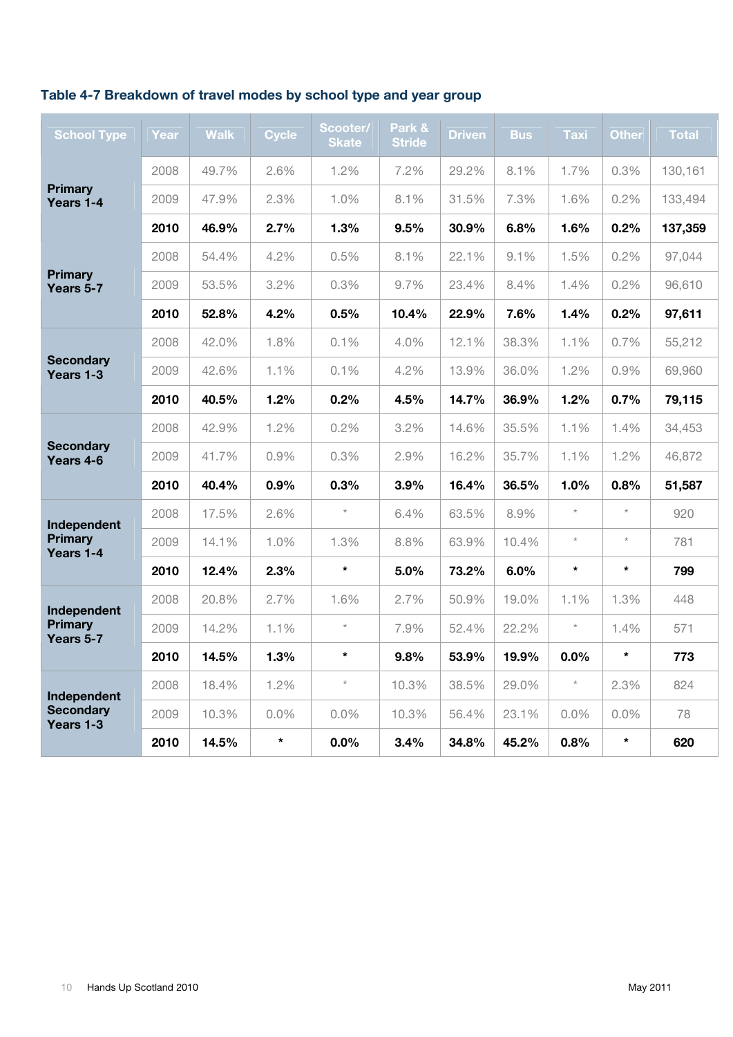### Table 4-7 Breakdown of travel modes by school type and year group

| School Type | Year | Walk | Cycle | Scooter/ Skate | Park & Stride | Driven | Bus | Taxi | Other | Total |
|---|---|---|---|---|---|---|---|---|---|---|
| **Primary Years 1-4** | 2008 | 49.7% | 2.6% | 1.2% | 7.2% | 29.2% | 8.1% | 1.7% | 0.3% | 130,161 |
| | 2009 | 47.9% | 2.3% | 1.0% | 8.1% | 31.5% | 7.3% | 1.6% | 0.2% | 133,494 |
| | **2010** | **46.9%** | **2.7%** | **1.3%** | **9.5%** | **30.9%** | **6.8%** | **1.6%** | **0.2%** | **137,359** |
| **Primary Years 5-7** | 2008 | 54.4% | 4.2% | 0.5% | 8.1% | 22.1% | 9.1% | 1.5% | 0.2% | 97,044 |
| | 2009 | 53.5% | 3.2% | 0.3% | 9.7% | 23.4% | 8.4% | 1.4% | 0.2% | 96,610 |
| | **2010** | **52.8%** | **4.2%** | **0.5%** | **10.4%** | **22.9%** | **7.6%** | **1.4%** | **0.2%** | **97,611** |
| **Secondary Years 1-3** | 2008 | 42.0% | 1.8% | 0.1% | 4.0% | 12.1% | 38.3% | 1.1% | 0.7% | 55,212 |
| | 2009 | 42.6% | 1.1% | 0.1% | 4.2% | 13.9% | 36.0% | 1.2% | 0.9% | 69,960 |
| | **2010** | **40.5%** | **1.2%** | **0.2%** | **4.5%** | **14.7%** | **36.9%** | **1.2%** | **0.7%** | **79,115** |
| **Secondary Years 4-6** | 2008 | 42.9% | 1.2% | 0.2% | 3.2% | 14.6% | 35.5% | 1.1% | 1.4% | 34,453 |
| | 2009 | 41.7% | 0.9% | 0.3% | 2.9% | 16.2% | 35.7% | 1.1% | 1.2% | 46,872 |
| | **2010** | **40.4%** | **0.9%** | **0.3%** | **3.9%** | **16.4%** | **36.5%** | **1.0%** | **0.8%** | **51,587** |
| **Independent Primary Years 1-4** | 2008 | 17.5% | 2.6% | * | 6.4% | 63.5% | 8.9% | * | * | 920 |
| | 2009 | 14.1% | 1.0% | 1.3% | 8.8% | 63.9% | 10.4% | * | * | 781 |
| | **2010** | **12.4%** | **2.3%** | **\*** | **5.0%** | **73.2%** | **6.0%** | **\*** | **\*** | **799** |
| **Independent Primary Years 5-7** | 2008 | 20.8% | 2.7% | 1.6% | 2.7% | 50.9% | 19.0% | 1.1% | 1.3% | 448 |
| | 2009 | 14.2% | 1.1% | * | 7.9% | 52.4% | 22.2% | * | 1.4% | 571 |
| | **2010** | **14.5%** | **1.3%** | **\*** | **9.8%** | **53.9%** | **19.9%** | **0.0%** | **\*** | **773** |
| **Independent Secondary Years 1-3** | 2008 | 18.4% | 1.2% | * | 10.3% | 38.5% | 29.0% | * | 2.3% | 824 |
| | 2009 | 10.3% | 0.0% | 0.0% | 10.3% | 56.4% | 23.1% | 0.0% | 0.0% | 78 |
| | **2010** | **14.5%** | **\*** | **0.0%** | **3.4%** | **34.8%** | **45.2%** | **0.8%** | **\*** | **620** |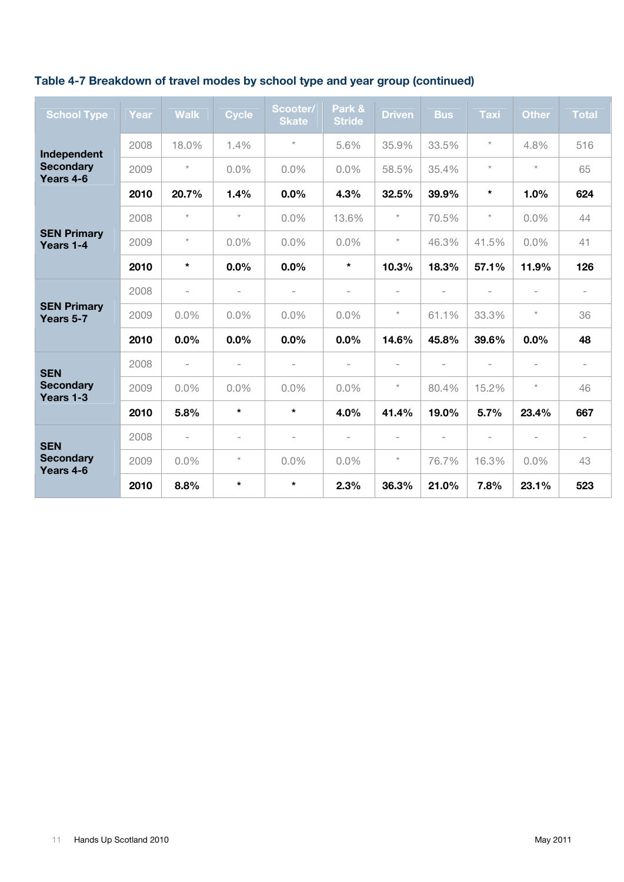### Table 4-7 Breakdown of travel modes by school type and year group (continued)

| School Type | Year | Walk | Cycle | Scooter/ Skate | Park & Stride | Driven | Bus | Taxi | Other | Total |
|---|---|---|---|---|---|---|---|---|---|---|
| Independent Secondary Years 4-6 | 2008 | 18.0% | 1.4% | * | 5.6% | 35.9% | 33.5% | * | 4.8% | 516 |
| | 2009 | * | 0.0% | 0.0% | 0.0% | 58.5% | 35.4% | * | * | 65 |
| | **2010** | **20.7%** | **1.4%** | **0.0%** | **4.3%** | **32.5%** | **39.9%** | ***** | **1.0%** | **624** |
| SEN Primary Years 1-4 | 2008 | * | * | 0.0% | 13.6% | * | 70.5% | * | 0.0% | 44 |
| | 2009 | * | 0.0% | 0.0% | 0.0% | * | 46.3% | 41.5% | 0.0% | 41 |
| | **2010** | ***** | **0.0%** | **0.0%** | ***** | **10.3%** | **18.3%** | **57.1%** | **11.9%** | **126** |
| SEN Primary Years 5-7 | 2008 | - | - | - | - | - | - | - | - | - |
| | 2009 | 0.0% | 0.0% | 0.0% | 0.0% | * | 61.1% | 33.3% | * | 36 |
| | **2010** | **0.0%** | **0.0%** | **0.0%** | **0.0%** | **14.6%** | **45.8%** | **39.6%** | **0.0%** | **48** |
| SEN Secondary Years 1-3 | 2008 | - | - | - | - | - | - | - | - | - |
| | 2009 | 0.0% | 0.0% | 0.0% | 0.0% | * | 80.4% | 15.2% | * | 46 |
| | **2010** | **5.8%** | ***** | ***** | **4.0%** | **41.4%** | **19.0%** | **5.7%** | **23.4%** | **667** |
| SEN Secondary Years 4-6 | 2008 | - | - | - | - | - | - | - | - | - |
| | 2009 | 0.0% | * | 0.0% | 0.0% | * | 76.7% | 16.3% | 0.0% | 43 |
| | **2010** | **8.8%** | ***** | ***** | **2.3%** | **36.3%** | **21.0%** | **7.8%** | **23.1%** | **523** |